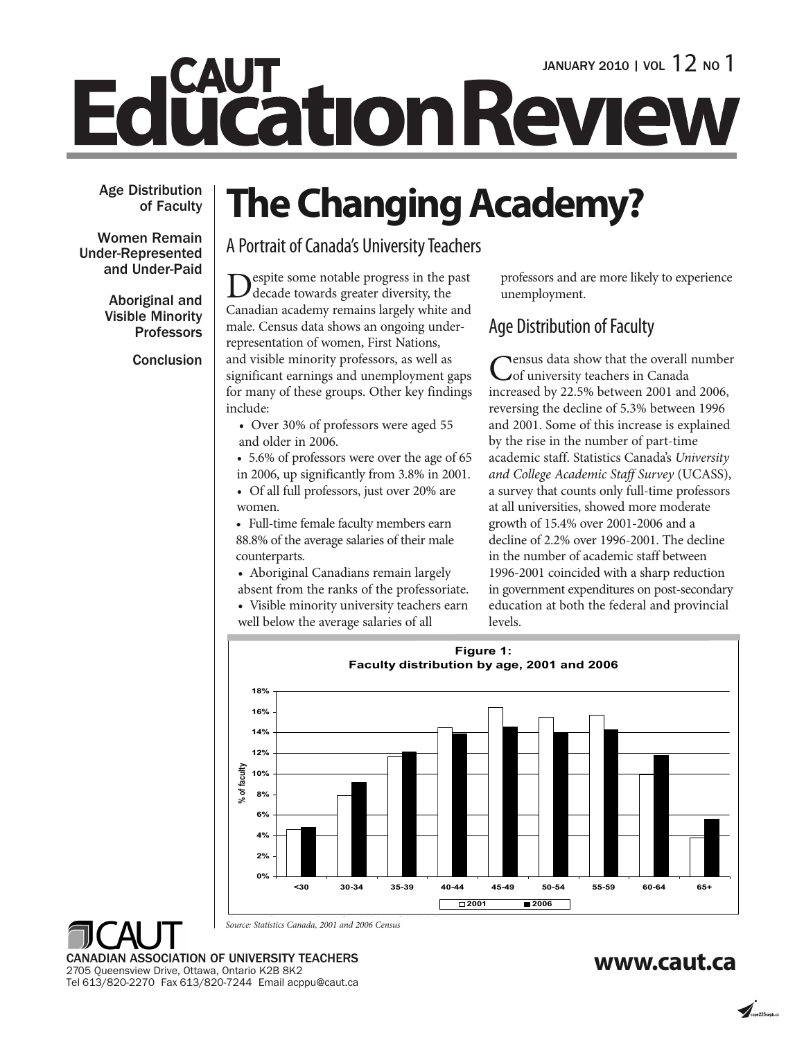# CAUT Education Review

JANUARY 2010 | VOL 12 NO 1

Age Distribution of Faculty

Women Remain Under-Represented and Under-Paid

Aboriginal and Visible Minority Professors

Conclusion

# The Changing Academy?

## A Portrait of Canada's University Teachers

Despite some notable progress in the past decade towards greater diversity, the Canadian academy remains largely white and male. Census data shows an ongoing under-representation of women, First Nations, and visible minority professors, as well as significant earnings and unemployment gaps for many of these groups. Other key findings include:

- Over 30% of professors were aged 55 and older in 2006.
- 5.6% of professors were over the age of 65 in 2006, up significantly from 3.8% in 2001.
- Of all full professors, just over 20% are women.
- Full-time female faculty members earn 88.8% of the average salaries of their male counterparts.
- Aboriginal Canadians remain largely absent from the ranks of the professoriate.
- Visible minority university teachers earn well below the average salaries of all professors and are more likely to experience unemployment.

## Age Distribution of Faculty

Census data show that the overall number of university teachers in Canada increased by 22.5% between 2001 and 2006, reversing the decline of 5.3% between 1996 and 2001. Some of this increase is explained by the rise in the number of part-time academic staff. Statistics Canada's *University and College Academic Staff Survey* (UCASS), a survey that counts only full-time professors at all universities, showed more moderate growth of 15.4% over 2001-2006 and a decline of 2.2% over 1996-2001. The decline in the number of academic staff between 1996-2001 coincided with a sharp reduction in government expenditures on post-secondary education at both the federal and provincial levels.

**Figure 1: Faculty distribution by age, 2001 and 2006**

*Source: Statistics Canada, 2001 and 2006 Census*

CANADIAN ASSOCIATION OF UNIVERSITY TEACHERS
2705 Queensview Drive, Ottawa, Ontario K2B 8K2
Tel 613/820-2270 Fax 613/820-7244 Email acppu@caut.ca

www.caut.ca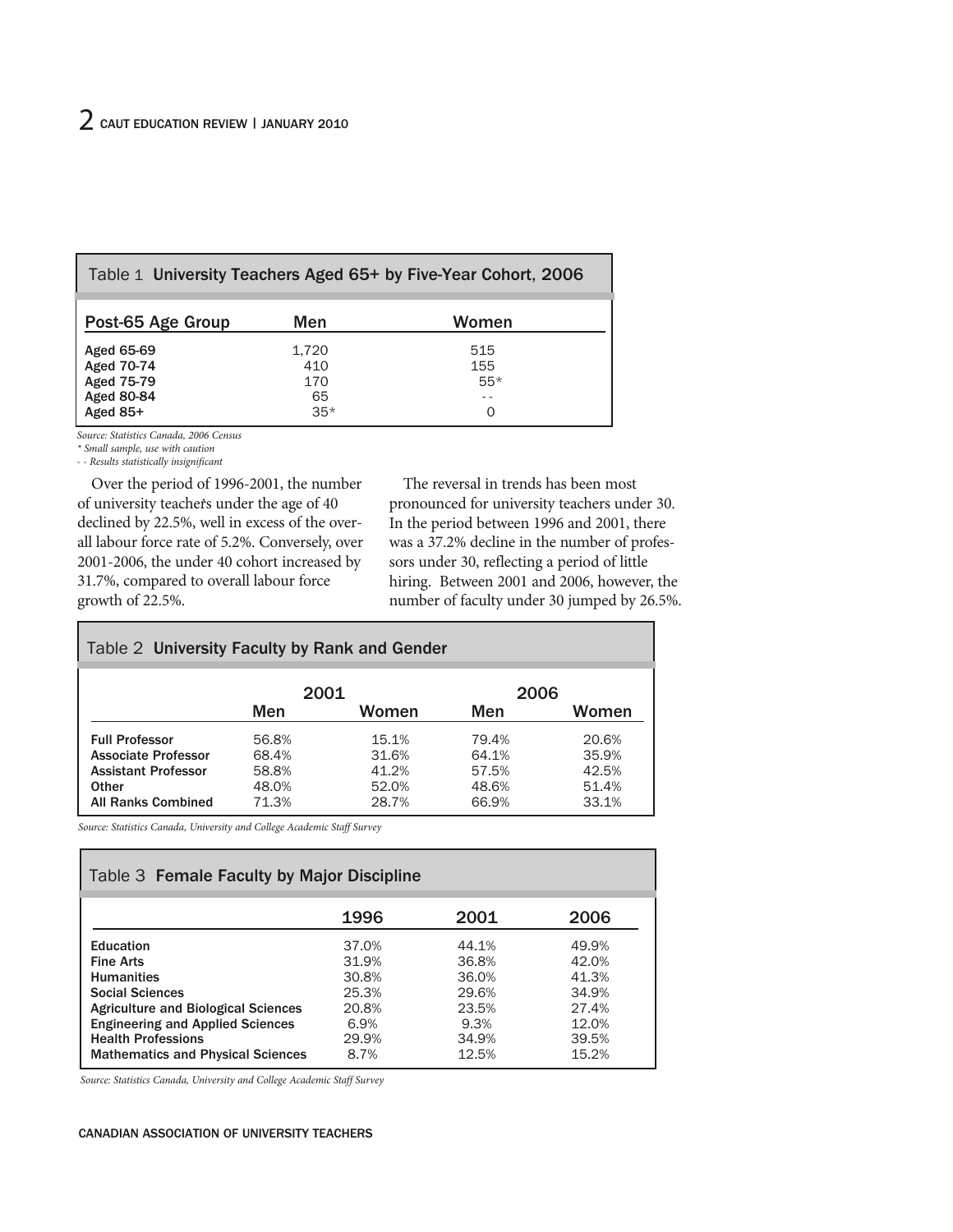**Table 1 University Teachers Aged 65+ by Five-Year Cohort, 2006**

| Post-65 Age Group | Men | Women |
|---|---|---|
| Aged 65-69 | 1,720 | 515 |
| Aged 70-74 | 410 | 155 |
| Aged 75-79 | 170 | 55* |
| Aged 80-84 | 65 | -- |
| Aged 85+ | 35* | 0 |

*Source: Statistics Canada, 2006 Census*
*\* Small sample, use with caution*
*- - Results statistically insignificant*

Over the period of 1996-2001, the number of university teacher's under the age of 40 declined by 22.5%, well in excess of the overall labour force rate of 5.2%. Conversely, over 2001-2006, the under 40 cohort increased by 31.7%, compared to overall labour force growth of 22.5%.

The reversal in trends has been most pronounced for university teachers under 30. In the period between 1996 and 2001, there was a 37.2% decline in the number of professors under 30, reflecting a period of little hiring. Between 2001 and 2006, however, the number of faculty under 30 jumped by 26.5%.

**Table 2 University Faculty by Rank and Gender**

| | 2001 | | 2006 | |
|---|---|---|---|---|
| | Men | Women | Men | Women |
| Full Professor | 56.8% | 15.1% | 79.4% | 20.6% |
| Associate Professor | 68.4% | 31.6% | 64.1% | 35.9% |
| Assistant Professor | 58.8% | 41.2% | 57.5% | 42.5% |
| Other | 48.0% | 52.0% | 48.6% | 51.4% |
| All Ranks Combined | 71.3% | 28.7% | 66.9% | 33.1% |

*Source: Statistics Canada, University and College Academic Staff Survey*

**Table 3 Female Faculty by Major Discipline**

| | 1996 | 2001 | 2006 |
|---|---|---|---|
| Education | 37.0% | 44.1% | 49.9% |
| Fine Arts | 31.9% | 36.8% | 42.0% |
| Humanities | 30.8% | 36.0% | 41.3% |
| Social Sciences | 25.3% | 29.6% | 34.9% |
| Agriculture and Biological Sciences | 20.8% | 23.5% | 27.4% |
| Engineering and Applied Sciences | 6.9% | 9.3% | 12.0% |
| Health Professions | 29.9% | 34.9% | 39.5% |
| Mathematics and Physical Sciences | 8.7% | 12.5% | 15.2% |

*Source: Statistics Canada, University and College Academic Staff Survey*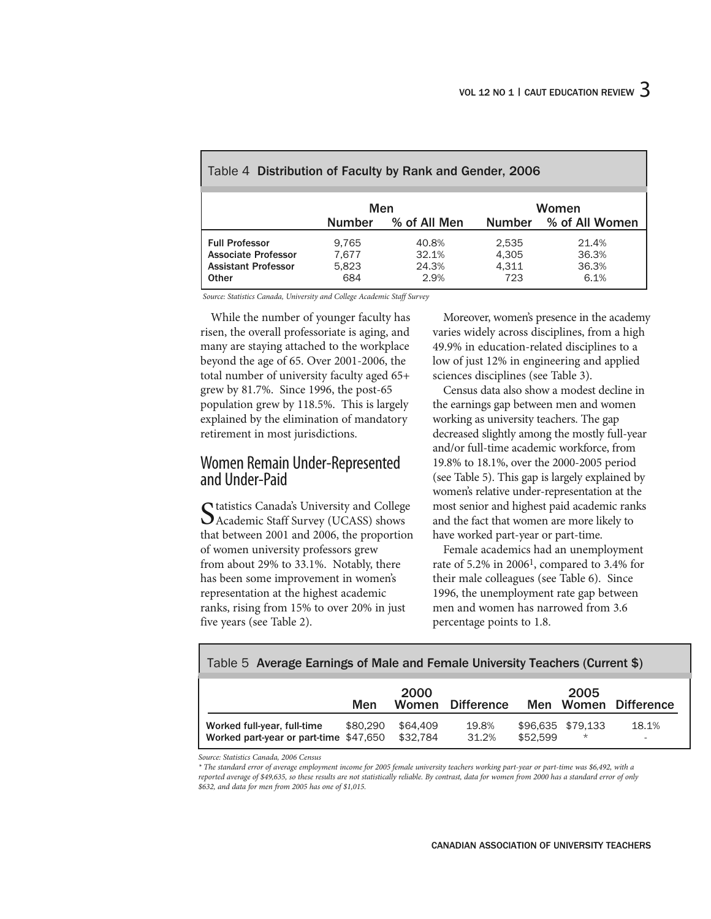Table 4 **Distribution of Faculty by Rank and Gender, 2006**

| | Men | | Women | |
|---|---|---|---|---|
| | Number | % of All Men | Number | % of All Women |
| **Full Professor** | 9,765 | 40.8% | 2,535 | 21.4% |
| **Associate Professor** | 7,677 | 32.1% | 4,305 | 36.3% |
| **Assistant Professor** | 5,823 | 24.3% | 4,311 | 36.3% |
| **Other** | 684 | 2.9% | 723 | 6.1% |

*Source: Statistics Canada, University and College Academic Staff Survey*

While the number of younger faculty has risen, the overall professoriate is aging, and many are staying attached to the workplace beyond the age of 65. Over 2001-2006, the total number of university faculty aged 65+ grew by 81.7%. Since 1996, the post-65 population grew by 118.5%. This is largely explained by the elimination of mandatory retirement in most jurisdictions.

## Women Remain Under-Represented and Under-Paid

Statistics Canada's University and College Academic Staff Survey (UCASS) shows that between 2001 and 2006, the proportion of women university professors grew from about 29% to 33.1%. Notably, there has been some improvement in women's representation at the highest academic ranks, rising from 15% to over 20% in just five years (see Table 2).

Moreover, women's presence in the academy varies widely across disciplines, from a high 49.9% in education-related disciplines to a low of just 12% in engineering and applied sciences disciplines (see Table 3).

Census data also show a modest decline in the earnings gap between men and women working as university teachers. The gap decreased slightly among the mostly full-year and/or full-time academic workforce, from 19.8% to 18.1%, over the 2000-2005 period (see Table 5). This gap is largely explained by women's relative under-representation at the most senior and highest paid academic ranks and the fact that women are more likely to have worked part-year or part-time.

Female academics had an unemployment rate of 5.2% in 2006[1], compared to 3.4% for their male colleagues (see Table 6). Since 1996, the unemployment rate gap between men and women has narrowed from 3.6 percentage points to 1.8.

Table 5 **Average Earnings of Male and Female University Teachers (Current $)**

| | 2000 | | | 2005 | | |
|---|---|---|---|---|---|---|
| | Men | Women | Difference | Men | Women | Difference |
| **Worked full-year, full-time** | $80,290 | $64,409 | 19.8% | $96,635 | $79,133 | 18.1% |
| **Worked part-year or part-time** | $47,650 | $32,784 | 31.2% | $52,599 | * | - |

*Source: Statistics Canada, 2006 Census*

*\* The standard error of average employment income for 2005 female university teachers working part-year or part-time was $6,492, with a reported average of $49,635, so these results are not statistically reliable. By contrast, data for women from 2000 has a standard error of only $632, and data for men from 2005 has one of $1,015.*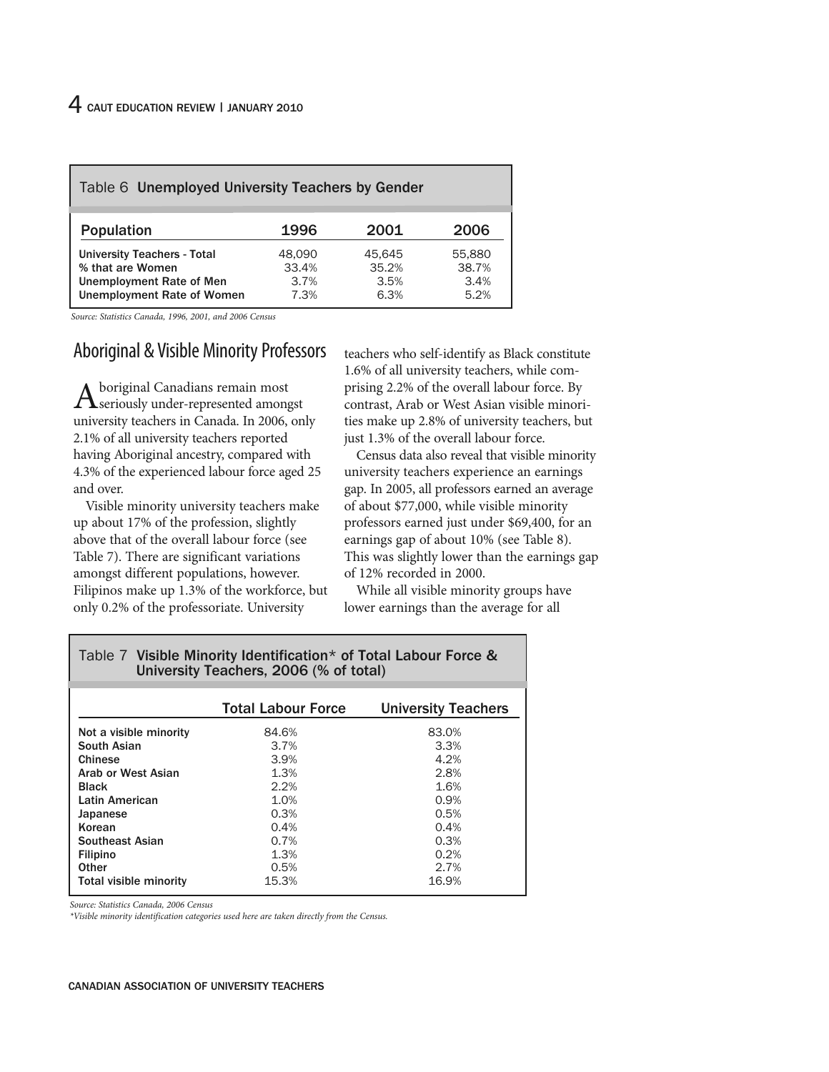Table 6 **Unemployed University Teachers by Gender**

| Population | 1996 | 2001 | 2006 |
|---|---|---|---|
| University Teachers - Total | 48,090 | 45,645 | 55,880 |
| % that are Women | 33.4% | 35.2% | 38.7% |
| Unemployment Rate of Men | 3.7% | 3.5% | 3.4% |
| Unemployment Rate of Women | 7.3% | 6.3% | 5.2% |

*Source: Statistics Canada, 1996, 2001, and 2006 Census*

## Aboriginal & Visible Minority Professors

Aboriginal Canadians remain most seriously under-represented amongst university teachers in Canada. In 2006, only 2.1% of all university teachers reported having Aboriginal ancestry, compared with 4.3% of the experienced labour force aged 25 and over.

Visible minority university teachers make up about 17% of the profession, slightly above that of the overall labour force (see Table 7). There are significant variations amongst different populations, however. Filipinos make up 1.3% of the workforce, but only 0.2% of the professoriate. University teachers who self-identify as Black constitute 1.6% of all university teachers, while comprising 2.2% of the overall labour force. By contrast, Arab or West Asian visible minorities make up 2.8% of university teachers, but just 1.3% of the overall labour force.

Census data also reveal that visible minority university teachers experience an earnings gap. In 2005, all professors earned an average of about $77,000, while visible minority professors earned just under $69,400, for an earnings gap of about 10% (see Table 8). This was slightly lower than the earnings gap of 12% recorded in 2000.

While all visible minority groups have lower earnings than the average for all

Table 7 **Visible Minority Identification* of Total Labour Force & University Teachers, 2006 (% of total)**

| | Total Labour Force | University Teachers |
|---|---|---|
| Not a visible minority | 84.6% | 83.0% |
| South Asian | 3.7% | 3.3% |
| Chinese | 3.9% | 4.2% |
| Arab or West Asian | 1.3% | 2.8% |
| Black | 2.2% | 1.6% |
| Latin American | 1.0% | 0.9% |
| Japanese | 0.3% | 0.5% |
| Korean | 0.4% | 0.4% |
| Southeast Asian | 0.7% | 0.3% |
| Filipino | 1.3% | 0.2% |
| Other | 0.5% | 2.7% |
| Total visible minority | 15.3% | 16.9% |

*Source: Statistics Canada, 2006 Census*

*\*Visible minority identification categories used here are taken directly from the Census.*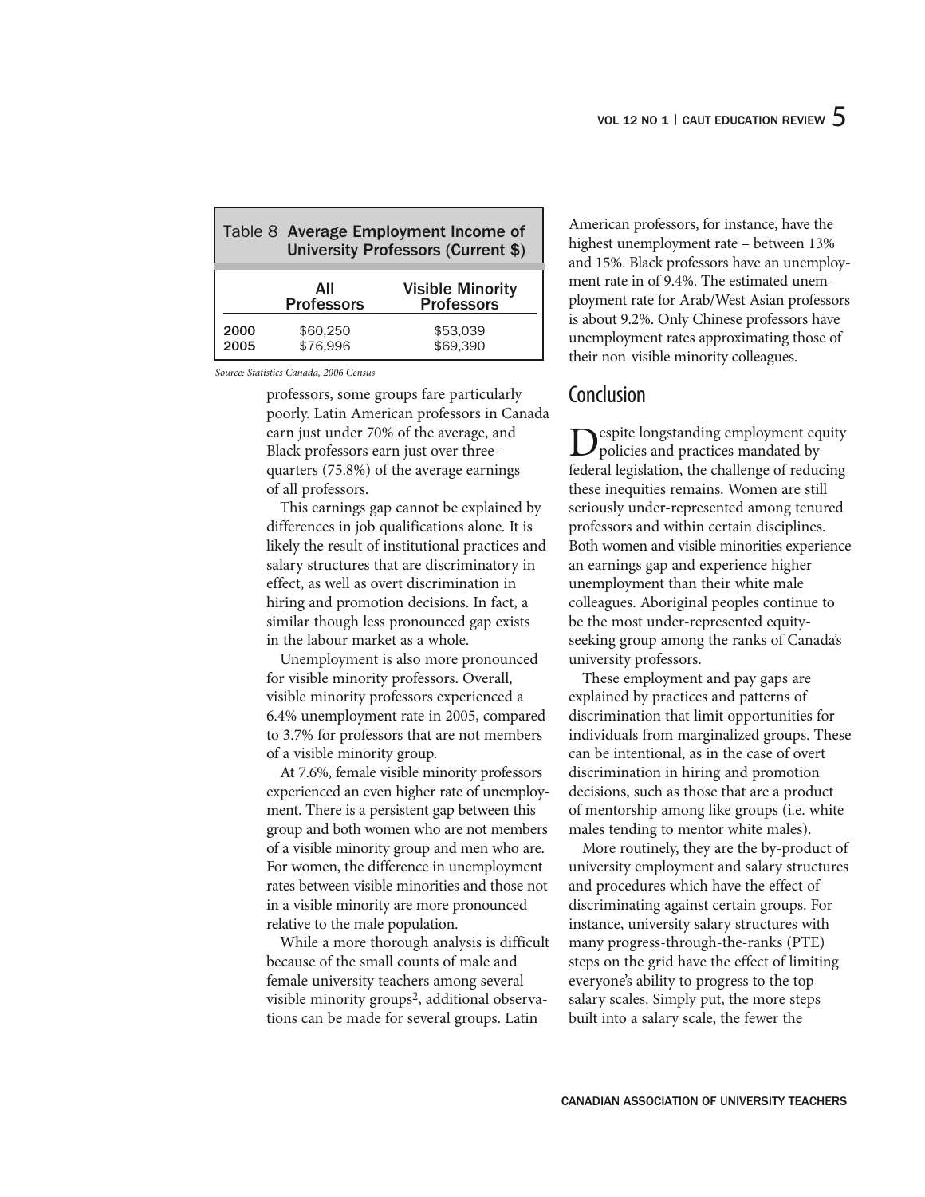Table 8 **Average Employment Income of University Professors (Current $)**

| | All Professors | Visible Minority Professors |
|---|---|---|
| 2000 | $60,250 | $53,039 |
| 2005 | $76,996 | $69,390 |

*Source: Statistics Canada, 2006 Census*

professors, some groups fare particularly poorly. Latin American professors in Canada earn just under 70% of the average, and Black professors earn just over three-quarters (75.8%) of the average earnings of all professors.

This earnings gap cannot be explained by differences in job qualifications alone. It is likely the result of institutional practices and salary structures that are discriminatory in effect, as well as overt discrimination in hiring and promotion decisions. In fact, a similar though less pronounced gap exists in the labour market as a whole.

Unemployment is also more pronounced for visible minority professors. Overall, visible minority professors experienced a 6.4% unemployment rate in 2005, compared to 3.7% for professors that are not members of a visible minority group.

At 7.6%, female visible minority professors experienced an even higher rate of unemployment. There is a persistent gap between this group and both women who are not members of a visible minority group and men who are. For women, the difference in unemployment rates between visible minorities and those not in a visible minority are more pronounced relative to the male population.

While a more thorough analysis is difficult because of the small counts of male and female university teachers among several visible minority groups[2], additional observations can be made for several groups. Latin American professors, for instance, have the highest unemployment rate – between 13% and 15%. Black professors have an unemployment rate in of 9.4%. The estimated unemployment rate for Arab/West Asian professors is about 9.2%. Only Chinese professors have unemployment rates approximating those of their non-visible minority colleagues.

## Conclusion

Despite longstanding employment equity policies and practices mandated by federal legislation, the challenge of reducing these inequities remains. Women are still seriously under-represented among tenured professors and within certain disciplines. Both women and visible minorities experience an earnings gap and experience higher unemployment than their white male colleagues. Aboriginal peoples continue to be the most under-represented equity-seeking group among the ranks of Canada's university professors.

These employment and pay gaps are explained by practices and patterns of discrimination that limit opportunities for individuals from marginalized groups. These can be intentional, as in the case of overt discrimination in hiring and promotion decisions, such as those that are a product of mentorship among like groups (i.e. white males tending to mentor white males).

More routinely, they are the by-product of university employment and salary structures and procedures which have the effect of discriminating against certain groups. For instance, university salary structures with many progress-through-the-ranks (PTE) steps on the grid have the effect of limiting everyone's ability to progress to the top salary scales. Simply put, the more steps built into a salary scale, the fewer the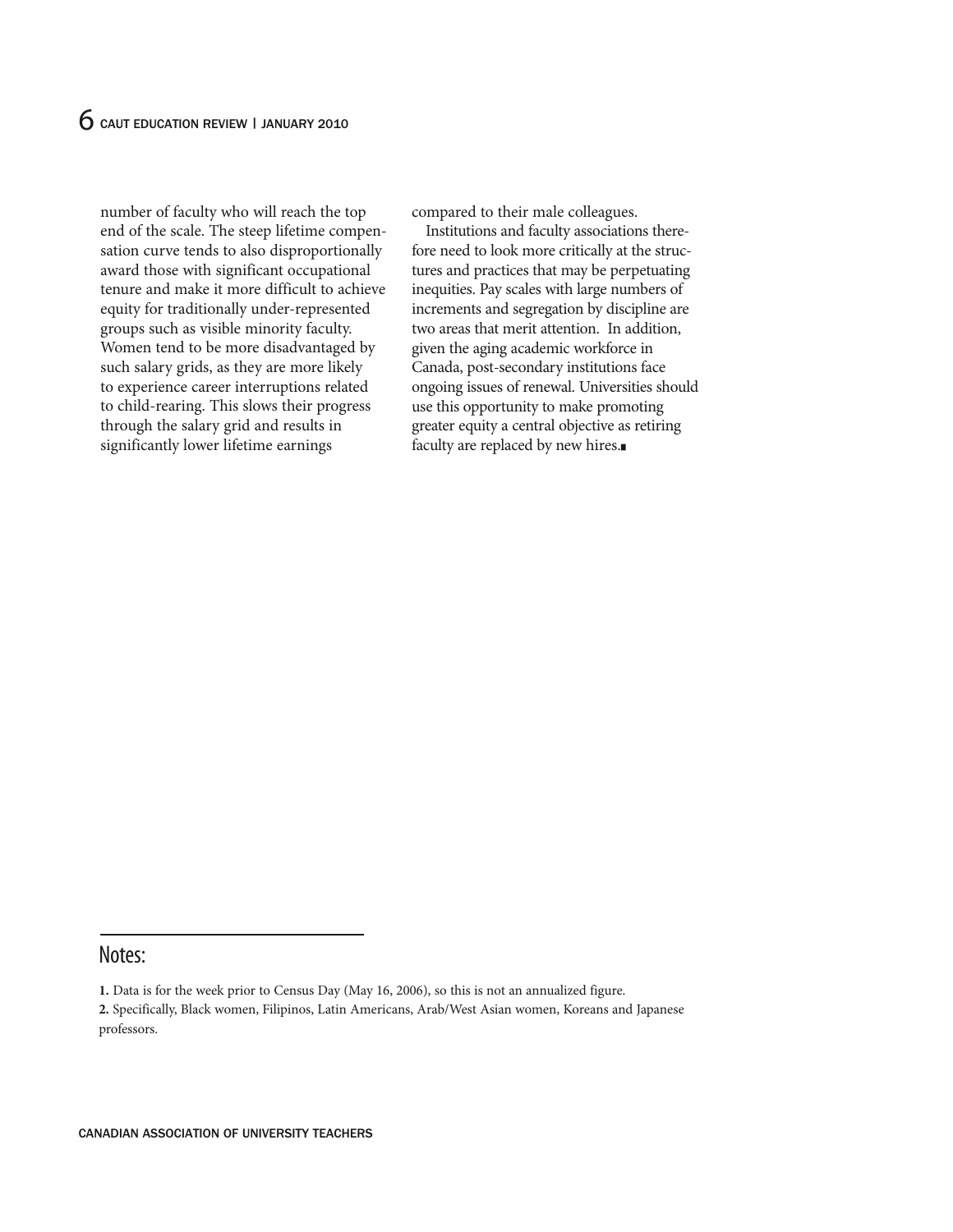number of faculty who will reach the top end of the scale. The steep lifetime compensation curve tends to also disproportionally award those with significant occupational tenure and make it more difficult to achieve equity for traditionally under-represented groups such as visible minority faculty. Women tend to be more disadvantaged by such salary grids, as they are more likely to experience career interruptions related to child-rearing. This slows their progress through the salary grid and results in significantly lower lifetime earnings compared to their male colleagues.

Institutions and faculty associations therefore need to look more critically at the structures and practices that may be perpetuating inequities. Pay scales with large numbers of increments and segregation by discipline are two areas that merit attention. In addition, given the aging academic workforce in Canada, post-secondary institutions face ongoing issues of renewal. Universities should use this opportunity to make promoting greater equity a central objective as retiring faculty are replaced by new hires.■

---

## Notes:

**1.** Data is for the week prior to Census Day (May 16, 2006), so this is not an annualized figure.

**2.** Specifically, Black women, Filipinos, Latin Americans, Arab/West Asian women, Koreans and Japanese professors.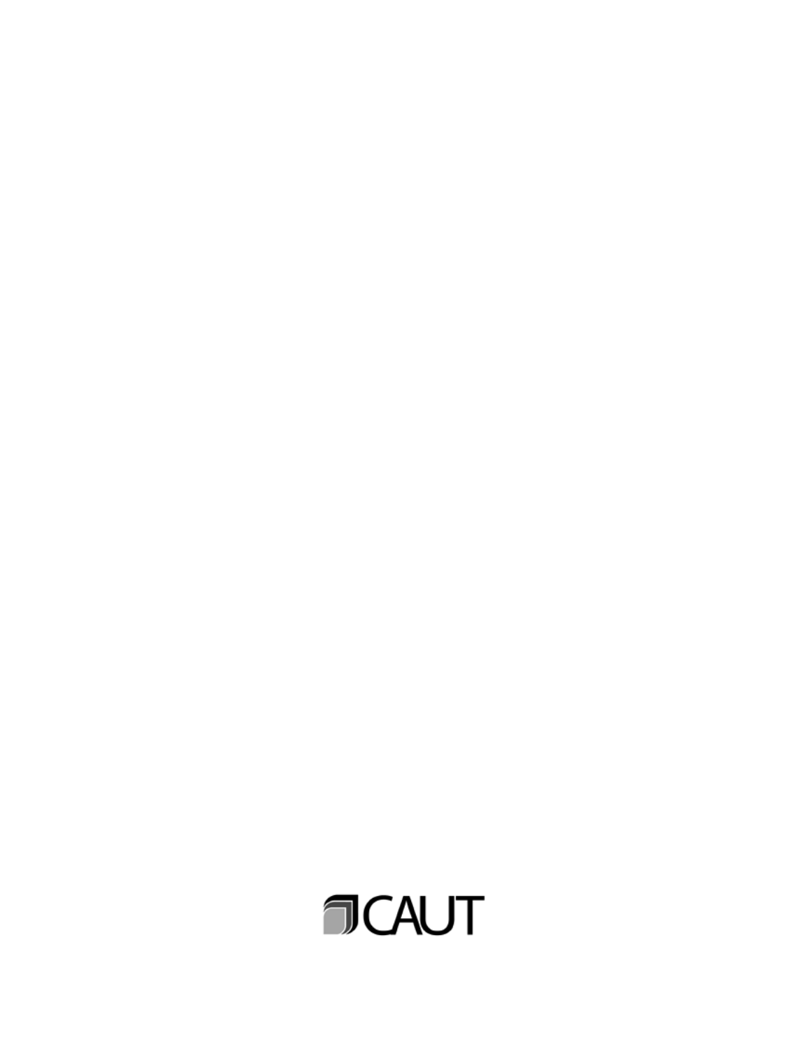CAUT